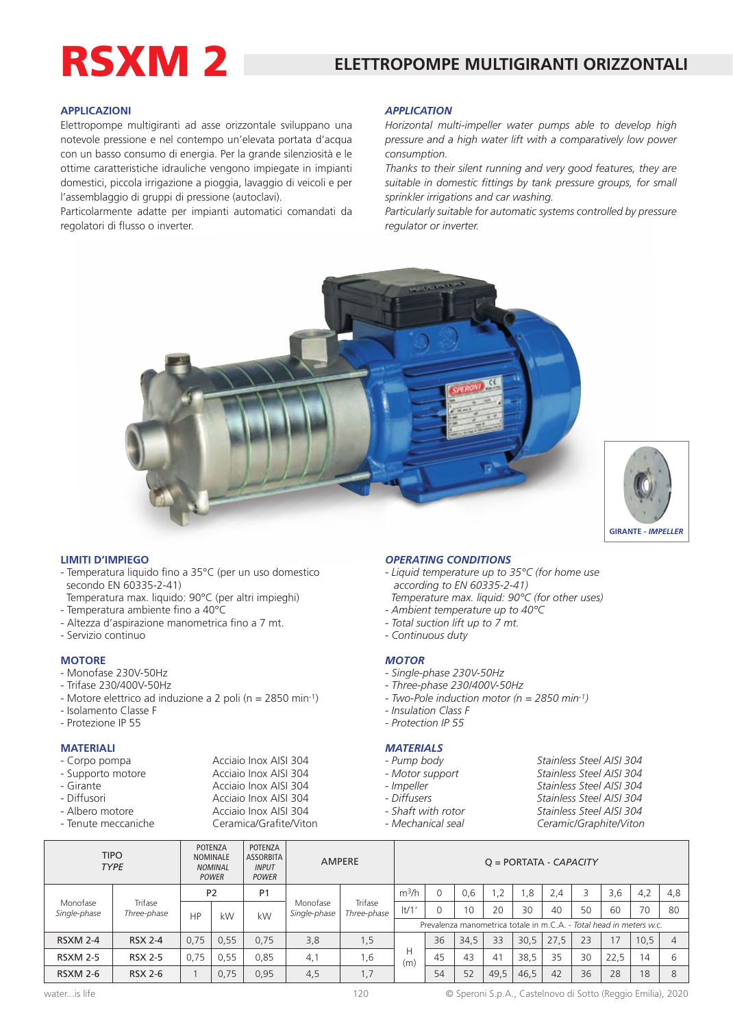# RSXM 2

## ELETTROPOMPE MULTIGIRANTI ORIZZONTALI

### APPLICAZIONI

Elettropompe multigiranti ad asse orizzontale sviluppano una notevole pressione e nel contempo un'elevata portata d'acqua con un basso consumo di energia. Per la grande silenziosità e le ottime caratteristiche idrauliche vengono impiegate in impianti domestici, piccola irrigazione a pioggia, lavaggio di veicoli e per l'assemblaggio di gruppi di pressione (autoclavi).

Particolarmente adatte per impianti automatici comandati da regolatori di flusso o inverter.

### *APPLICATION*

*Horizontal multi-impeller water pumps able to develop high pressure and a high water lift with a comparatively low power consumption.*

*Thanks to their silent running and very good features, they are suitable in domestic fittings by tank pressure groups, for small sprinkler irrigations and car washing.*

*Particularly suitable for automatic systems controlled by pressure regulator or inverter.*

GIRANTE - *IMPELLER*

### LIMITI D'IMPIEGO

- Temperatura liquido fino a 35°C (per un uso domestico secondo EN 60335-2-41)
  Temperatura max. liquido: 90°C (per altri impieghi)
- Temperatura ambiente fino a 40°C
- Altezza d'aspirazione manometrica fino a 7 mt.
- Servizio continuo

### *OPERATING CONDITIONS*

- *Liquid temperature up to 35°C (for home use according to EN 60335-2-41)*
  *Temperature max. liquid: 90°C (for other uses)*
- *Ambient temperature up to 40°C*
- *Total suction lift up to 7 mt.*
- *Continuous duty*

### MOTORE

- Monofase 230V-50Hz
- Trifase 230/400V-50Hz
- Motore elettrico ad induzione a 2 poli (n = 2850 $min^{-1}$)
- Isolamento Classe F
- Protezione IP 55

### *MOTOR*

- *Single-phase 230V-50Hz*
- *Three-phase 230/400V-50Hz*
- *Two-Pole induction motor (n = 2850 $min^{-1}$)*
- *Insulation Class F*
- *Protection IP 55*

### MATERIALI

| | |
|---|---|
| - Corpo pompa | Acciaio Inox AISI 304 |
| - Supporto motore | Acciaio Inox AISI 304 |
| - Girante | Acciaio Inox AISI 304 |
| - Diffusori | Acciaio Inox AISI 304 |
| - Albero motore | Acciaio Inox AISI 304 |
| - Tenute meccaniche | Ceramica/Grafite/Viton |

### *MATERIALS*

| | |
|---|---|
| *- Pump body* | *Stainless Steel AISI 304* |
| *- Motor support* | *Stainless Steel AISI 304* |
| *- Impeller* | *Stainless Steel AISI 304* |
| *- Diffusers* | *Stainless Steel AISI 304* |
| *- Shaft with rotor* | *Stainless Steel AISI 304* |
| *- Mechanical seal* | *Ceramic/Graphite/Viton* |

| TIPO *TYPE* | | POTENZA NOMINALE *NOMINAL POWER* | | POTENZA ASSORBITA *INPUT POWER* | AMPERE | | Q = PORTATA - *CAPACITY* | | | | | | | | | |
|---|---|---|---|---|---|---|---|---|---|---|---|---|---|---|---|---|
| | | P2 | | P1 | | | $m^3/h$ | 0 | 0,6 | 1,2 | 1,8 | 2,4 | 3 | 3,6 | 4,2 | 4,8 |
| Monofase *Single-phase* | Trifase *Three-phase* | HP | kW | kW | Monofase *Single-phase* | Trifase *Three-phase* | lt/1' | 0 | 10 | 20 | 30 | 40 | 50 | 60 | 70 | 80 |
| | | | | | | | Prevalenza manometrica totale in m.C.A. - *Total head in meters w.c.* | | | | | | | | | |
| RSXM 2-4 | RSX 2-4 | 0,75 | 0,55 | 0,75 | 3,8 | 1,5 | H (m) | 36 | 34,5 | 33 | 30,5 | 27,5 | 23 | 17 | 10,5 | 4 |
| RSXM 2-5 | RSX 2-5 | 0,75 | 0,55 | 0,85 | 4,1 | 1,6 | | 45 | 43 | 41 | 38,5 | 35 | 30 | 22,5 | 14 | 6 |
| RSXM 2-6 | RSX 2-6 | 1 | 0,75 | 0,95 | 4,5 | 1,7 | | 54 | 52 | 49,5 | 46,5 | 42 | 36 | 28 | 18 | 8 |

water...is life

© Speroni S.p.A., Castelnovo di Sotto (Reggio Emilia), 2020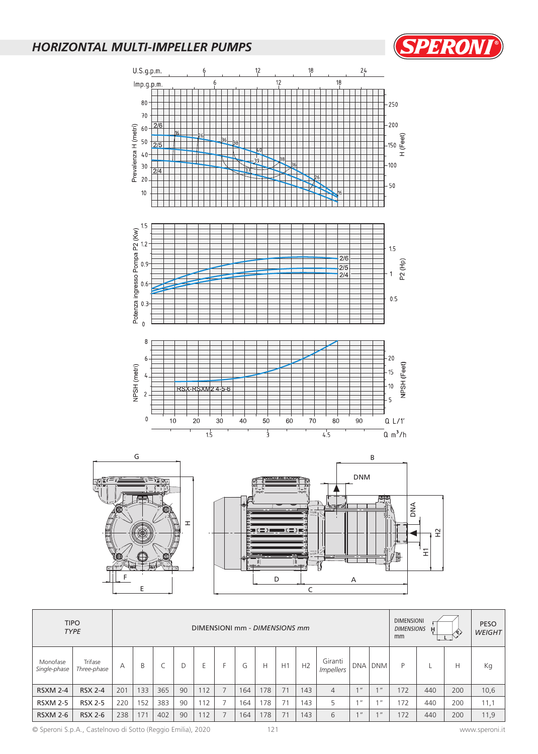## HORIZONTAL MULTI-IMPELLER PUMPS

U.S.g.p.m. 6 12 18 24

Imp.g.p.m. 6 12 18

Prevalenza H (metri) 10 20 30 40 50 60 70 80

H (Feet) 50 100 150 200 250

2/6 2/5 2/4

16 26 36 38 40 39 38 36 37 26 16

Potenza ingresso Pompa P2 (Kw) 0 0.3 0.6 0.9 1.2 1.5

P2 (Hp) 0.5 1 1.5

2/6 2/5 2/4

NPSH (metri) 0 2 4 6 8

NPSH (Feet) 5 10 15 20

RSX-RSXM2 4-5-6

Q L/1' 10 20 30 40 50 60 70 80 90

Q m³/h 1.5 3 4.5

G, H, F, E, B, DNM, DNA, H2, H1, D, A, C

| TIPO *TYPE* | | DIMENSIONI mm - *DIMENSIONS mm* | | | | | | | | | | | | | DIMENSIONI *DIMENSIONS* mm | | | PESO *WEIGHT* |
|---|---|---|---|---|---|---|---|---|---|---|---|---|---|---|---|---|---|---|
| Monofase *Single-phase* | Trifase *Three-phase* | A | B | C | D | E | F | G | H | H1 | H2 | Giranti *Impellers* | DNA | DNM | P | L | H | Kg |
| RSXM 2-4 | RSX 2-4 | 201 | 133 | 365 | 90 | 112 | 7 | 164 | 178 | 71 | 143 | 4 | 1" | 1" | 172 | 440 | 200 | 10,6 |
| RSXM 2-5 | RSX 2-5 | 220 | 152 | 383 | 90 | 112 | 7 | 164 | 178 | 71 | 143 | 5 | 1" | 1" | 172 | 440 | 200 | 11,1 |
| RSXM 2-6 | RSX 2-6 | 238 | 171 | 402 | 90 | 112 | 7 | 164 | 178 | 71 | 143 | 6 | 1" | 1" | 172 | 440 | 200 | 11,9 |

© Speroni S.p.A., Castelnovo di Sotto (Reggio Emilia), 2020 www.speroni.it